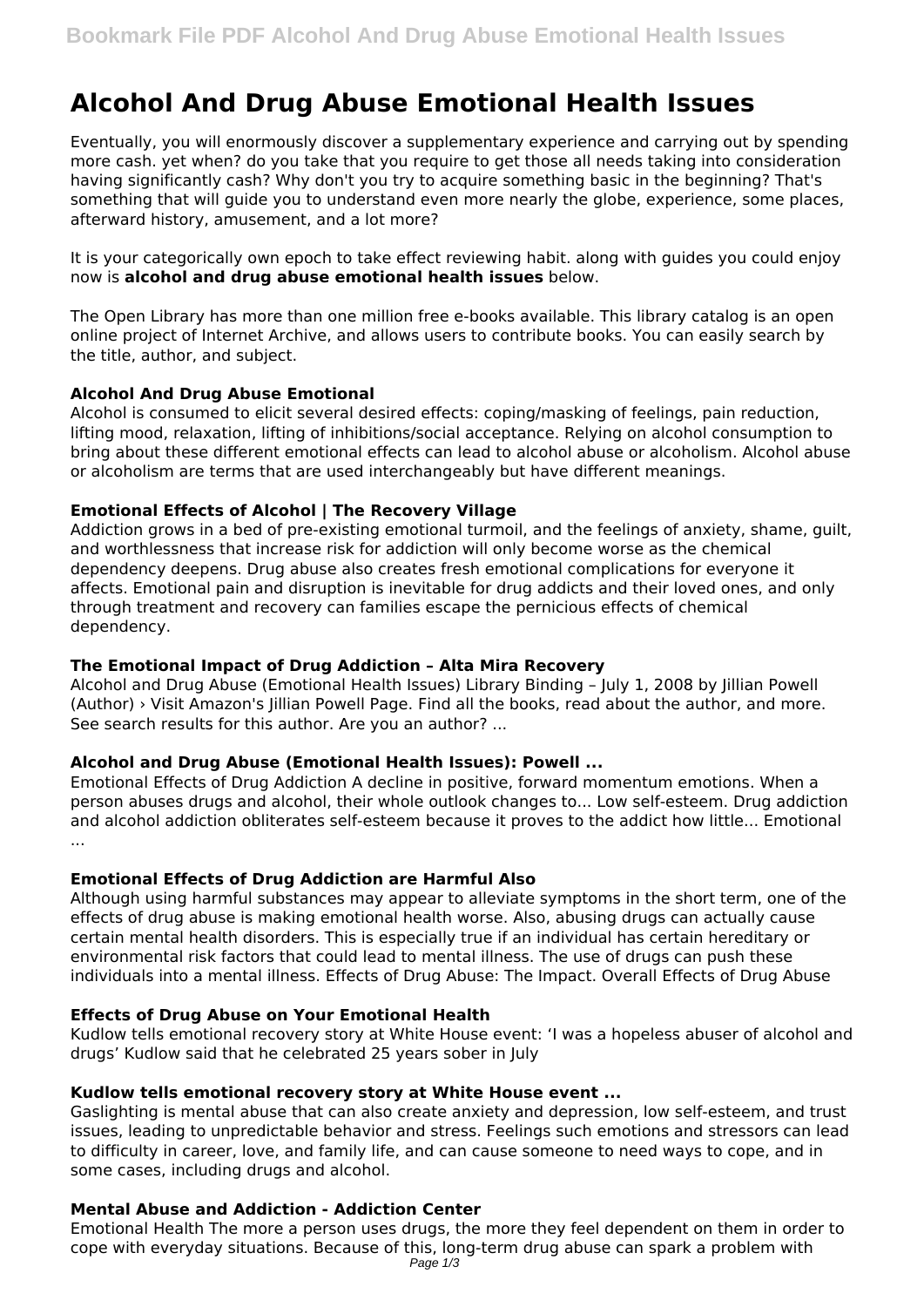# Alcohol And Drug Abuse Emotional Health Issues

Eventually, you will enormously discover a supplementary experience and carrying out by spending more cash. yet when? do you take that you require to get those all needs taking into consideration having significantly cash? Why don't you try to acquire something basic in the beginning? That's something that will guide you to understand even more nearly the globe, experience, some places, afterward history, amusement, and a lot more?

It is your categorically own epoch to take effect reviewing habit. along with guides you could enjoy now is **alcohol and drug abuse emotional health issues** below.

The Open Library has more than one million free e-books available. This library catalog is an open online project of Internet Archive, and allows users to contribute books. You can easily search by the title, author, and subject.

### Alcohol And Drug Abuse Emotional

Alcohol is consumed to elicit several desired effects: coping/masking of feelings, pain reduction, lifting mood, relaxation, lifting of inhibitions/social acceptance. Relying on alcohol consumption to bring about these different emotional effects can lead to alcohol abuse or alcoholism. Alcohol abuse or alcoholism are terms that are used interchangeably but have different meanings.

### Emotional Effects of Alcohol | The Recovery Village

Addiction grows in a bed of pre-existing emotional turmoil, and the feelings of anxiety, shame, guilt, and worthlessness that increase risk for addiction will only become worse as the chemical dependency deepens. Drug abuse also creates fresh emotional complications for everyone it affects. Emotional pain and disruption is inevitable for drug addicts and their loved ones, and only through treatment and recovery can families escape the pernicious effects of chemical dependency.

### The Emotional Impact of Drug Addiction – Alta Mira Recovery

Alcohol and Drug Abuse (Emotional Health Issues) Library Binding – July 1, 2008 by Jillian Powell (Author) › Visit Amazon's Jillian Powell Page. Find all the books, read about the author, and more. See search results for this author. Are you an author? ...

### Alcohol and Drug Abuse (Emotional Health Issues): Powell ...

Emotional Effects of Drug Addiction A decline in positive, forward momentum emotions. When a person abuses drugs and alcohol, their whole outlook changes to... Low self-esteem. Drug addiction and alcohol addiction obliterates self-esteem because it proves to the addict how little... Emotional ...

### Emotional Effects of Drug Addiction are Harmful Also

Although using harmful substances may appear to alleviate symptoms in the short term, one of the effects of drug abuse is making emotional health worse. Also, abusing drugs can actually cause certain mental health disorders. This is especially true if an individual has certain hereditary or environmental risk factors that could lead to mental illness. The use of drugs can push these individuals into a mental illness. Effects of Drug Abuse: The Impact. Overall Effects of Drug Abuse

### Effects of Drug Abuse on Your Emotional Health

Kudlow tells emotional recovery story at White House event: 'I was a hopeless abuser of alcohol and drugs' Kudlow said that he celebrated 25 years sober in July

### Kudlow tells emotional recovery story at White House event ...

Gaslighting is mental abuse that can also create anxiety and depression, low self-esteem, and trust issues, leading to unpredictable behavior and stress. Feelings such emotions and stressors can lead to difficulty in career, love, and family life, and can cause someone to need ways to cope, and in some cases, including drugs and alcohol.

### Mental Abuse and Addiction - Addiction Center

Emotional Health The more a person uses drugs, the more they feel dependent on them in order to cope with everyday situations. Because of this, long-term drug abuse can spark a problem with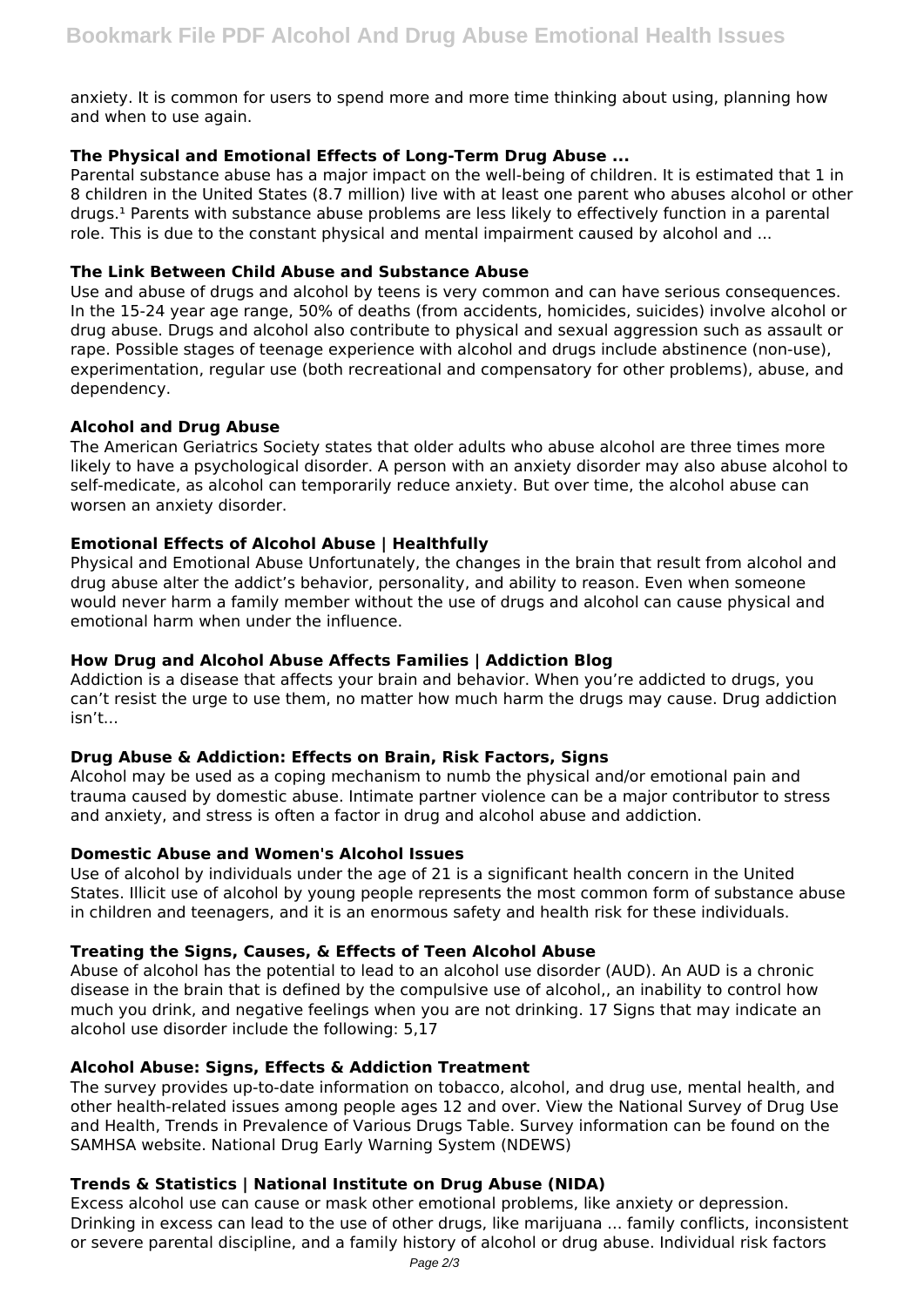anxiety. It is common for users to spend more and more time thinking about using, planning how and when to use again.

### The Physical and Emotional Effects of Long-Term Drug Abuse ...

Parental substance abuse has a major impact on the well-being of children. It is estimated that 1 in 8 children in the United States (8.7 million) live with at least one parent who abuses alcohol or other drugs.[1] Parents with substance abuse problems are less likely to effectively function in a parental role. This is due to the constant physical and mental impairment caused by alcohol and ...

### The Link Between Child Abuse and Substance Abuse

Use and abuse of drugs and alcohol by teens is very common and can have serious consequences. In the 15-24 year age range, 50% of deaths (from accidents, homicides, suicides) involve alcohol or drug abuse. Drugs and alcohol also contribute to physical and sexual aggression such as assault or rape. Possible stages of teenage experience with alcohol and drugs include abstinence (non-use), experimentation, regular use (both recreational and compensatory for other problems), abuse, and dependency.

### Alcohol and Drug Abuse

The American Geriatrics Society states that older adults who abuse alcohol are three times more likely to have a psychological disorder. A person with an anxiety disorder may also abuse alcohol to self-medicate, as alcohol can temporarily reduce anxiety. But over time, the alcohol abuse can worsen an anxiety disorder.

### Emotional Effects of Alcohol Abuse | Healthfully

Physical and Emotional Abuse Unfortunately, the changes in the brain that result from alcohol and drug abuse alter the addict's behavior, personality, and ability to reason. Even when someone would never harm a family member without the use of drugs and alcohol can cause physical and emotional harm when under the influence.

### How Drug and Alcohol Abuse Affects Families | Addiction Blog

Addiction is a disease that affects your brain and behavior. When you're addicted to drugs, you can't resist the urge to use them, no matter how much harm the drugs may cause. Drug addiction isn't...

### Drug Abuse & Addiction: Effects on Brain, Risk Factors, Signs

Alcohol may be used as a coping mechanism to numb the physical and/or emotional pain and trauma caused by domestic abuse. Intimate partner violence can be a major contributor to stress and anxiety, and stress is often a factor in drug and alcohol abuse and addiction.

### Domestic Abuse and Women's Alcohol Issues

Use of alcohol by individuals under the age of 21 is a significant health concern in the United States. Illicit use of alcohol by young people represents the most common form of substance abuse in children and teenagers, and it is an enormous safety and health risk for these individuals.

### Treating the Signs, Causes, & Effects of Teen Alcohol Abuse

Abuse of alcohol has the potential to lead to an alcohol use disorder (AUD). An AUD is a chronic disease in the brain that is defined by the compulsive use of alcohol,, an inability to control how much you drink, and negative feelings when you are not drinking. 17 Signs that may indicate an alcohol use disorder include the following: 5,17

### Alcohol Abuse: Signs, Effects & Addiction Treatment

The survey provides up-to-date information on tobacco, alcohol, and drug use, mental health, and other health-related issues among people ages 12 and over. View the National Survey of Drug Use and Health, Trends in Prevalence of Various Drugs Table. Survey information can be found on the SAMHSA website. National Drug Early Warning System (NDEWS)

### Trends & Statistics | National Institute on Drug Abuse (NIDA)

Excess alcohol use can cause or mask other emotional problems, like anxiety or depression. Drinking in excess can lead to the use of other drugs, like marijuana ... family conflicts, inconsistent or severe parental discipline, and a family history of alcohol or drug abuse. Individual risk factors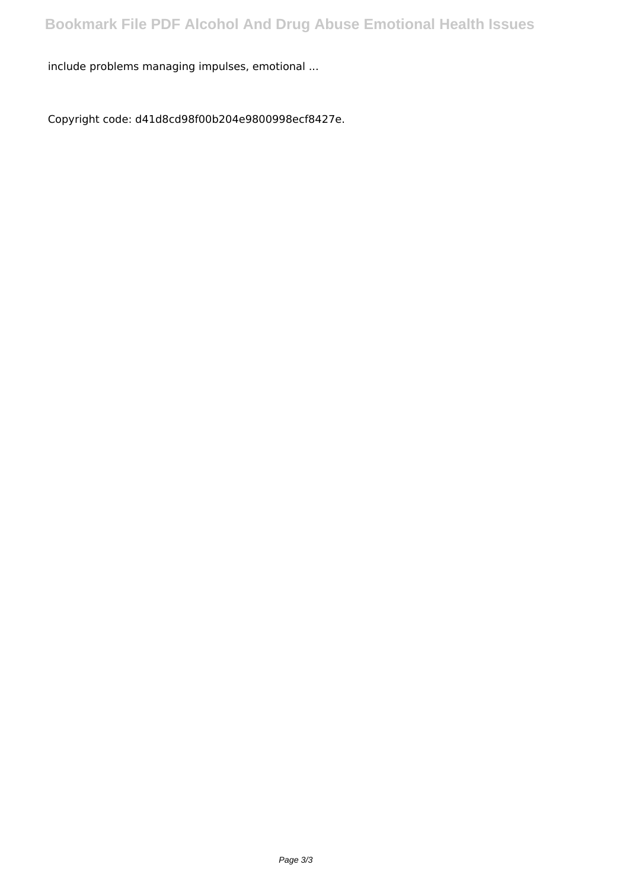include problems managing impulses, emotional ...

Copyright code: d41d8cd98f00b204e9800998ecf8427e.